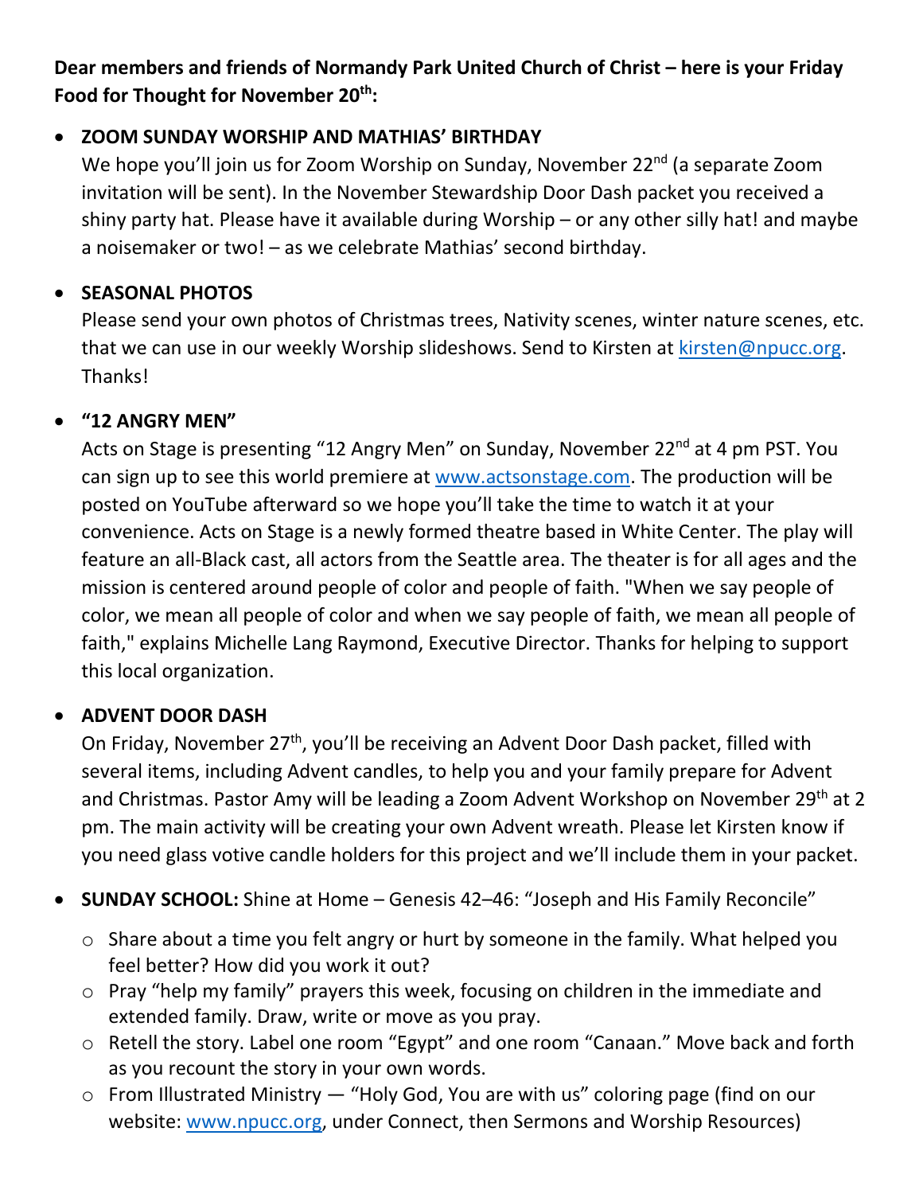**Dear members and friends of Normandy Park United Church of Christ – here is your Friday Food for Thought for November 20th:**

- **ZOOM SUNDAY WORSHIP AND MATHIAS' BIRTHDAY**
  We hope you'll join us for Zoom Worship on Sunday, November 22nd (a separate Zoom invitation will be sent). In the November Stewardship Door Dash packet you received a shiny party hat. Please have it available during Worship – or any other silly hat! and maybe a noisemaker or two! – as we celebrate Mathias' second birthday.

- **SEASONAL PHOTOS**
  Please send your own photos of Christmas trees, Nativity scenes, winter nature scenes, etc. that we can use in our weekly Worship slideshows. Send to Kirsten at kirsten@npucc.org. Thanks!

- **"12 ANGRY MEN"**
  Acts on Stage is presenting "12 Angry Men" on Sunday, November 22nd at 4 pm PST. You can sign up to see this world premiere at www.actsonstage.com. The production will be posted on YouTube afterward so we hope you'll take the time to watch it at your convenience. Acts on Stage is a newly formed theatre based in White Center. The play will feature an all-Black cast, all actors from the Seattle area. The theater is for all ages and the mission is centered around people of color and people of faith. "When we say people of color, we mean all people of color and when we say people of faith, we mean all people of faith," explains Michelle Lang Raymond, Executive Director. Thanks for helping to support this local organization.

- **ADVENT DOOR DASH**
  On Friday, November 27th, you'll be receiving an Advent Door Dash packet, filled with several items, including Advent candles, to help you and your family prepare for Advent and Christmas. Pastor Amy will be leading a Zoom Advent Workshop on November 29th at 2 pm. The main activity will be creating your own Advent wreath. Please let Kirsten know if you need glass votive candle holders for this project and we'll include them in your packet.

- **SUNDAY SCHOOL:** Shine at Home – Genesis 42–46: "Joseph and His Family Reconcile"
  - Share about a time you felt angry or hurt by someone in the family. What helped you feel better? How did you work it out?
  - Pray "help my family" prayers this week, focusing on children in the immediate and extended family. Draw, write or move as you pray.
  - Retell the story. Label one room "Egypt" and one room "Canaan." Move back and forth as you recount the story in your own words.
  - From Illustrated Ministry — "Holy God, You are with us" coloring page (find on our website: www.npucc.org, under Connect, then Sermons and Worship Resources)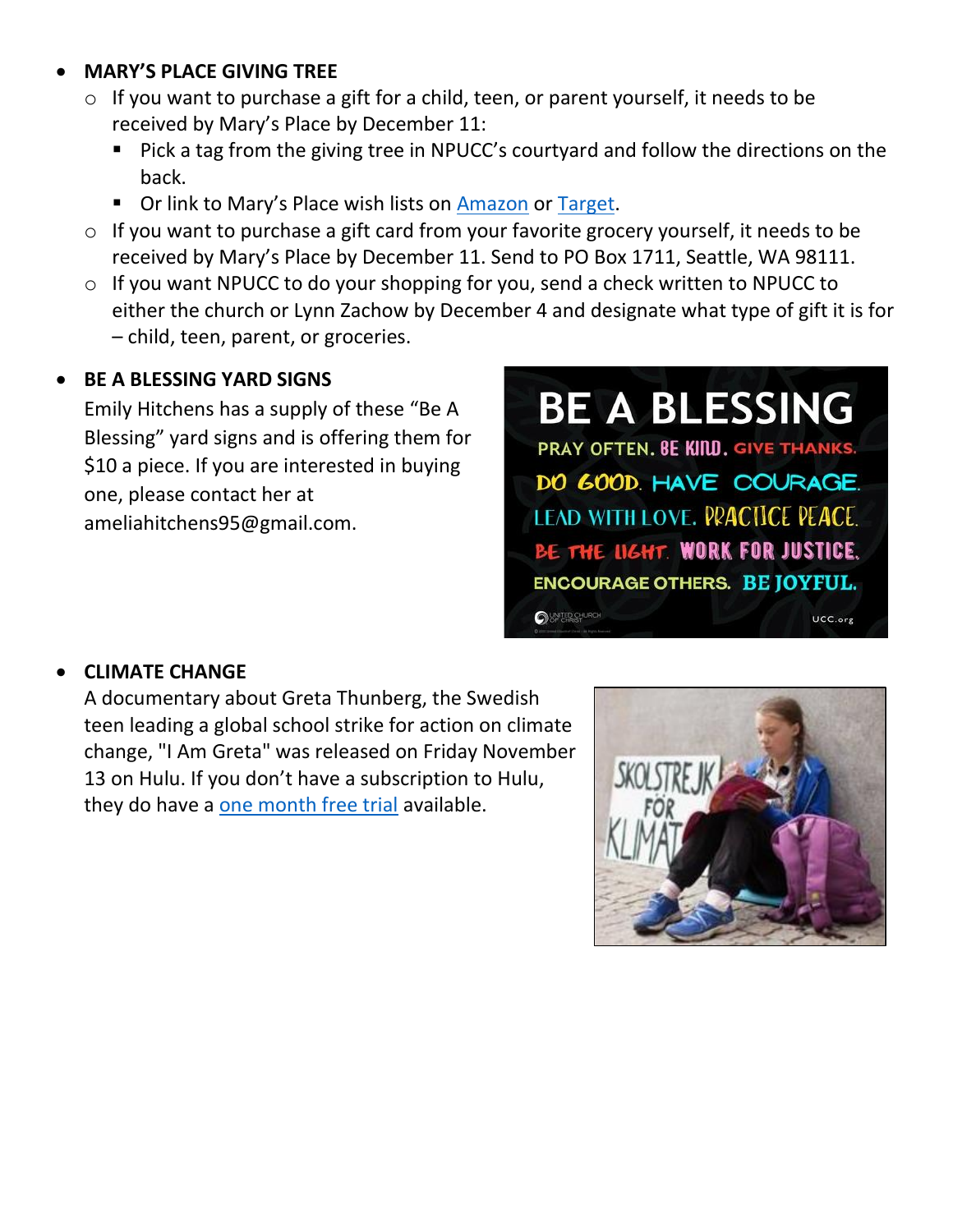- **MARY'S PLACE GIVING TREE**
  - If you want to purchase a gift for a child, teen, or parent yourself, it needs to be received by Mary's Place by December 11:
    - Pick a tag from the giving tree in NPUCC's courtyard and follow the directions on the back.
    - Or link to Mary's Place wish lists on Amazon or Target.
  - If you want to purchase a gift card from your favorite grocery yourself, it needs to be received by Mary's Place by December 11. Send to PO Box 1711, Seattle, WA 98111.
  - If you want NPUCC to do your shopping for you, send a check written to NPUCC to either the church or Lynn Zachow by December 4 and designate what type of gift it is for – child, teen, parent, or groceries.

- **BE A BLESSING YARD SIGNS**

  Emily Hitchens has a supply of these "Be A Blessing" yard signs and is offering them for $10 a piece. If you are interested in buying one, please contact her at ameliahitchens95@gmail.com.

- **CLIMATE CHANGE**

  A documentary about Greta Thunberg, the Swedish teen leading a global school strike for action on climate change, "I Am Greta" was released on Friday November 13 on Hulu. If you don't have a subscription to Hulu, they do have a one month free trial available.